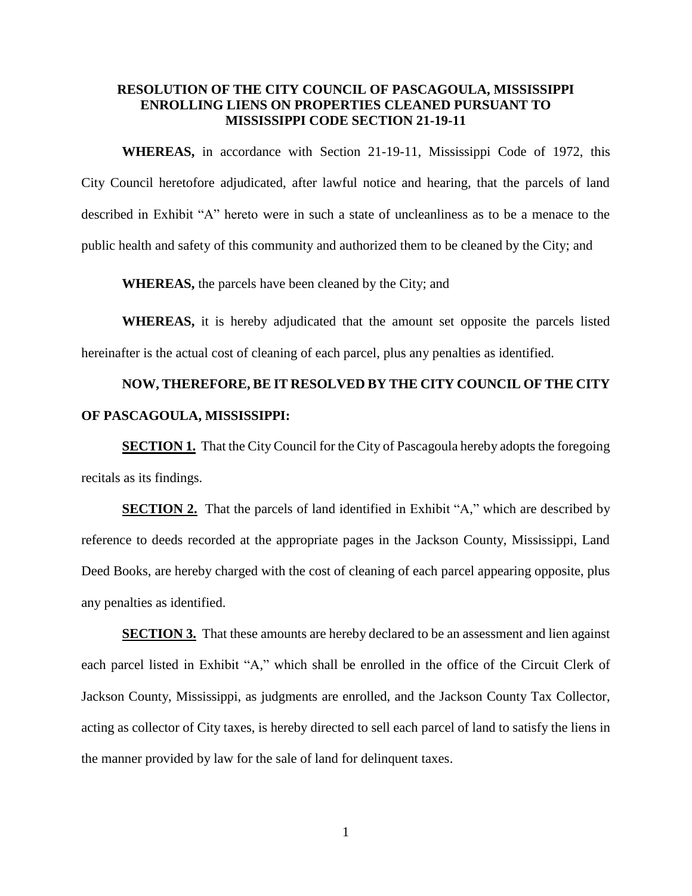# RESOLUTION OF THE CITY COUNCIL OF PASCAGOULA, MISSISSIPPI ENROLLING LIENS ON PROPERTIES CLEANED PURSUANT TO MISSISSIPPI CODE SECTION 21-19-11

**WHEREAS,** in accordance with Section 21-19-11, Mississippi Code of 1972, this City Council heretofore adjudicated, after lawful notice and hearing, that the parcels of land described in Exhibit "A" hereto were in such a state of uncleanliness as to be a menace to the public health and safety of this community and authorized them to be cleaned by the City; and

**WHEREAS,** the parcels have been cleaned by the City; and

**WHEREAS,** it is hereby adjudicated that the amount set opposite the parcels listed hereinafter is the actual cost of cleaning of each parcel, plus any penalties as identified.

**NOW, THEREFORE, BE IT RESOLVED BY THE CITY COUNCIL OF THE CITY OF PASCAGOULA, MISSISSIPPI:**

**SECTION 1.** That the City Council for the City of Pascagoula hereby adopts the foregoing recitals as its findings.

**SECTION 2.** That the parcels of land identified in Exhibit "A," which are described by reference to deeds recorded at the appropriate pages in the Jackson County, Mississippi, Land Deed Books, are hereby charged with the cost of cleaning of each parcel appearing opposite, plus any penalties as identified.

**SECTION 3.** That these amounts are hereby declared to be an assessment and lien against each parcel listed in Exhibit "A," which shall be enrolled in the office of the Circuit Clerk of Jackson County, Mississippi, as judgments are enrolled, and the Jackson County Tax Collector, acting as collector of City taxes, is hereby directed to sell each parcel of land to satisfy the liens in the manner provided by law for the sale of land for delinquent taxes.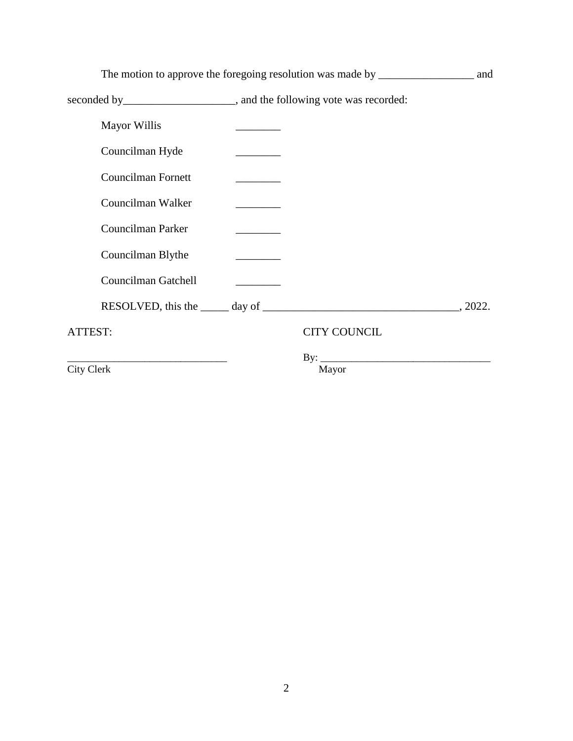The motion to approve the foregoing resolution was made by _________________ and seconded by____________________, and the following vote was recorded:

Mayor Willis ________

Councilman Hyde ________

Councilman Fornett ________

Councilman Walker ________

Councilman Parker ________

Councilman Blythe ________

Councilman Gatchell ________

RESOLVED, this the _____ day of ___________________________________, 2022.

ATTEST: CITY COUNCIL

______________________________
City Clerk

By: ________________________________
Mayor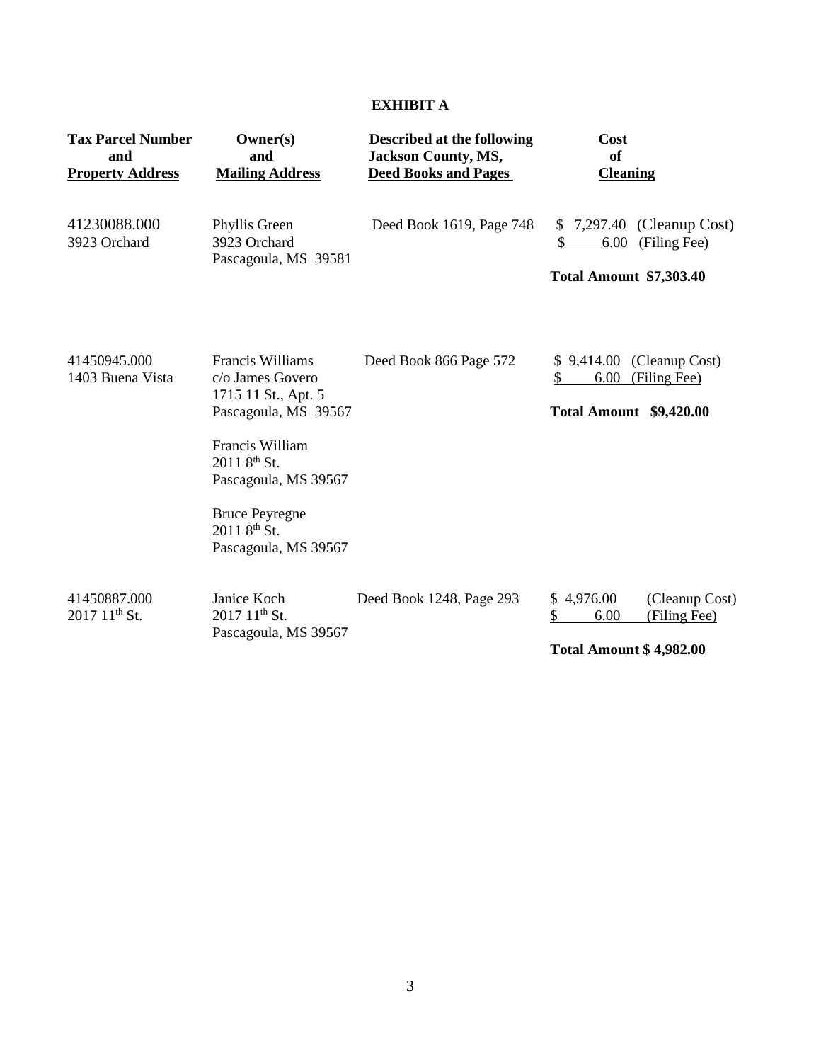# EXHIBIT A

| Tax Parcel Number and Property Address | Owner(s) and Mailing Address | Described at the following Jackson County, MS, Deed Books and Pages | Cost of Cleaning |
|---|---|---|---|
| 41230088.000<br>3923 Orchard | Phyllis Green<br>3923 Orchard<br>Pascagoula, MS 39581 | Deed Book 1619, Page 748 | \$ 7,297.40 (Cleanup Cost)<br>\$ 6.00 (Filing Fee)<br><br>**Total Amount \$7,303.40** |
| 41450945.000<br>1403 Buena Vista | Francis Williams<br>c/o James Govero<br>1715 11 St., Apt. 5<br>Pascagoula, MS 39567<br><br>Francis William<br>2011 8th St.<br>Pascagoula, MS 39567<br><br>Bruce Peyregne<br>2011 8th St.<br>Pascagoula, MS 39567 | Deed Book 866 Page 572 | \$ 9,414.00 (Cleanup Cost)<br>\$ 6.00 (Filing Fee)<br><br>**Total Amount \$9,420.00** |
| 41450887.000<br>2017 11th St. | Janice Koch<br>2017 11th St.<br>Pascagoula, MS 39567 | Deed Book 1248, Page 293 | \$ 4,976.00 (Cleanup Cost)<br>\$ 6.00 (Filing Fee)<br><br>**Total Amount \$ 4,982.00** |